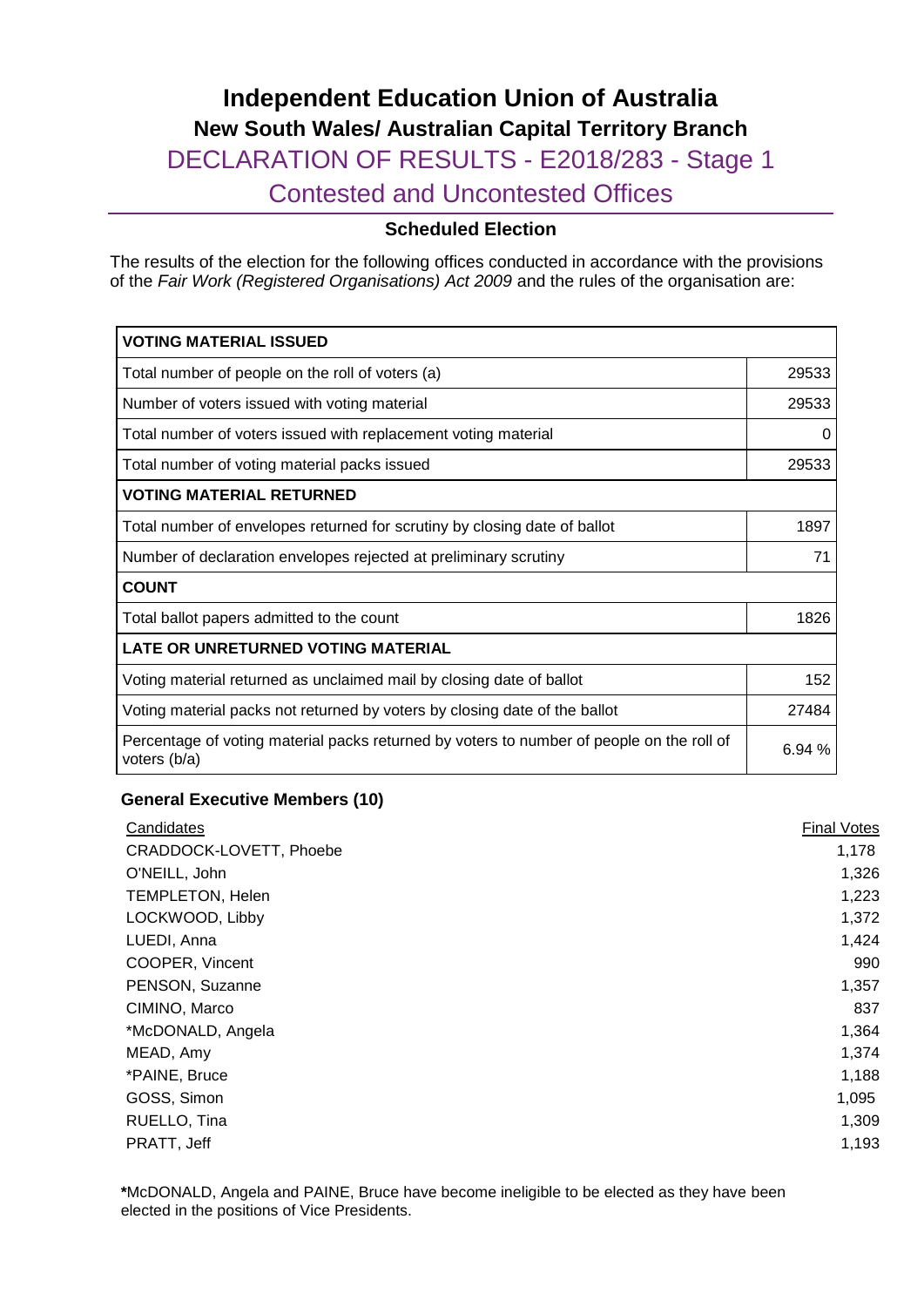# Independent Education Union of Australia

## New South Wales/ Australian Capital Territory Branch

## DECLARATION OF RESULTS - E2018/283 - Stage 1

## Contested and Uncontested Offices

### Scheduled Election

The results of the election for the following offices conducted in accordance with the provisions of the *Fair Work (Registered Organisations) Act 2009* and the rules of the organisation are:

| **VOTING MATERIAL ISSUED** | |
|---|---|
| Total number of people on the roll of voters (a) | 29533 |
| Number of voters issued with voting material | 29533 |
| Total number of voters issued with replacement voting material | 0 |
| Total number of voting material packs issued | 29533 |
| **VOTING MATERIAL RETURNED** | |
| Total number of envelopes returned for scrutiny by closing date of ballot | 1897 |
| Number of declaration envelopes rejected at preliminary scrutiny | 71 |
| **COUNT** | |
| Total ballot papers admitted to the count | 1826 |
| **LATE OR UNRETURNED VOTING MATERIAL** | |
| Voting material returned as unclaimed mail by closing date of ballot | 152 |
| Voting material packs not returned by voters by closing date of the ballot | 27484 |
| Percentage of voting material packs returned by voters to number of people on the roll of voters (b/a) | 6.94 % |

### General Executive Members (10)

| Candidates | Final Votes |
|---|---|
| CRADDOCK-LOVETT, Phoebe | 1,178 |
| O'NEILL, John | 1,326 |
| TEMPLETON, Helen | 1,223 |
| LOCKWOOD, Libby | 1,372 |
| LUEDI, Anna | 1,424 |
| COOPER, Vincent | 990 |
| PENSON, Suzanne | 1,357 |
| CIMINO, Marco | 837 |
| *McDONALD, Angela | 1,364 |
| MEAD, Amy | 1,374 |
| *PAINE, Bruce | 1,188 |
| GOSS, Simon | 1,095 |
| RUELLO, Tina | 1,309 |
| PRATT, Jeff | 1,193 |

**\***McDONALD, Angela and PAINE, Bruce have become ineligible to be elected as they have been elected in the positions of Vice Presidents.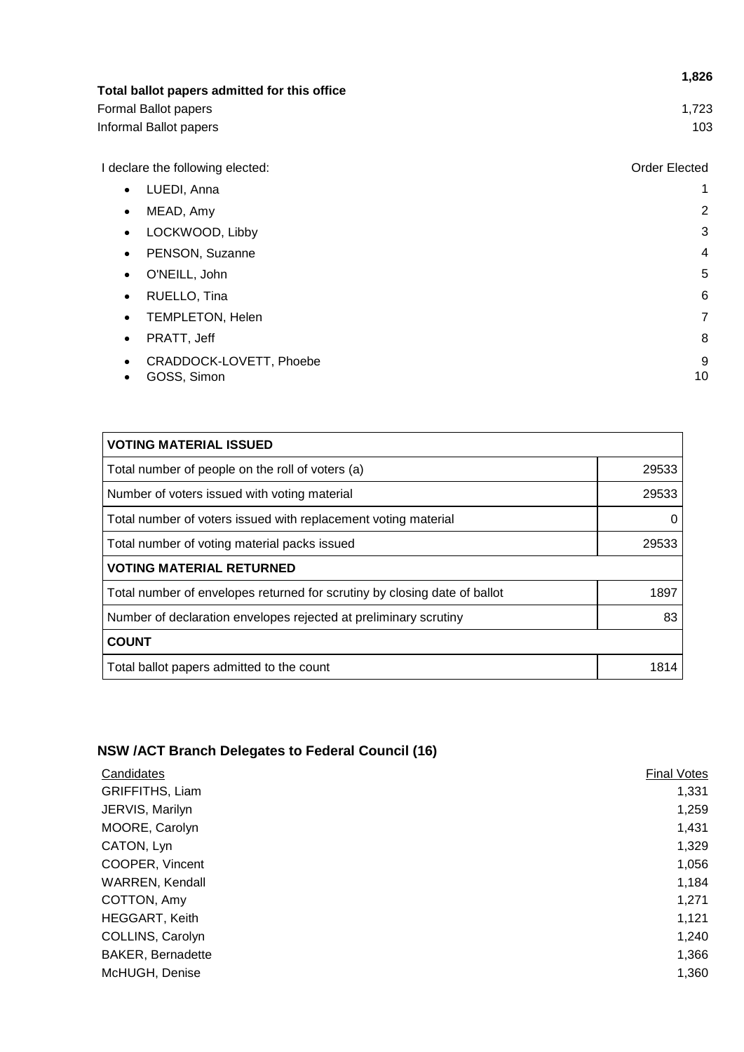| **Total ballot papers admitted for this office** | **1,826** |
|---|---|
| Formal Ballot papers | 1,723 |
| Informal Ballot papers | 103 |

| I declare the following elected: | Order Elected |
|---|---|
| • LUEDI, Anna | 1 |
| • MEAD, Amy | 2 |
| • LOCKWOOD, Libby | 3 |
| • PENSON, Suzanne | 4 |
| • O'NEILL, John | 5 |
| • RUELLO, Tina | 6 |
| • TEMPLETON, Helen | 7 |
| • PRATT, Jeff | 8 |
| • CRADDOCK-LOVETT, Phoebe | 9 |
| • GOSS, Simon | 10 |

| **VOTING MATERIAL ISSUED** | |
|---|---|
| Total number of people on the roll of voters (a) | 29533 |
| Number of voters issued with voting material | 29533 |
| Total number of voters issued with replacement voting material | 0 |
| Total number of voting material packs issued | 29533 |
| **VOTING MATERIAL RETURNED** | |
| Total number of envelopes returned for scrutiny by closing date of ballot | 1897 |
| Number of declaration envelopes rejected at preliminary scrutiny | 83 |
| **COUNT** | |
| Total ballot papers admitted to the count | 1814 |

## NSW /ACT Branch Delegates to Federal Council (16)

| Candidates | Final Votes |
|---|---|
| GRIFFITHS, Liam | 1,331 |
| JERVIS, Marilyn | 1,259 |
| MOORE, Carolyn | 1,431 |
| CATON, Lyn | 1,329 |
| COOPER, Vincent | 1,056 |
| WARREN, Kendall | 1,184 |
| COTTON, Amy | 1,271 |
| HEGGART, Keith | 1,121 |
| COLLINS, Carolyn | 1,240 |
| BAKER, Bernadette | 1,366 |
| McHUGH, Denise | 1,360 |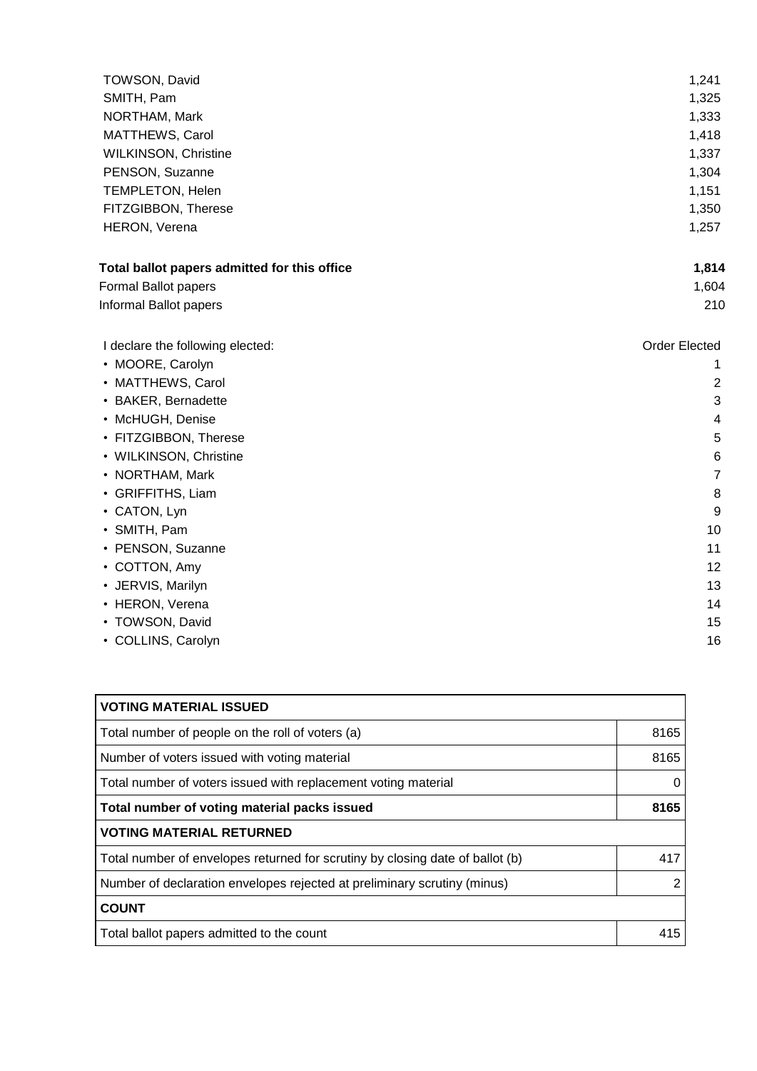| | |
|---|---|
| TOWSON, David | 1,241 |
| SMITH, Pam | 1,325 |
| NORTHAM, Mark | 1,333 |
| MATTHEWS, Carol | 1,418 |
| WILKINSON, Christine | 1,337 |
| PENSON, Suzanne | 1,304 |
| TEMPLETON, Helen | 1,151 |
| FITZGIBBON, Therese | 1,350 |
| HERON, Verena | 1,257 |

| | |
|---|---|
| **Total ballot papers admitted for this office** | **1,814** |
| Formal Ballot papers | 1,604 |
| Informal Ballot papers | 210 |

| I declare the following elected: | Order Elected |
|---|---|
| • MOORE, Carolyn | 1 |
| • MATTHEWS, Carol | 2 |
| • BAKER, Bernadette | 3 |
| • McHUGH, Denise | 4 |
| • FITZGIBBON, Therese | 5 |
| • WILKINSON, Christine | 6 |
| • NORTHAM, Mark | 7 |
| • GRIFFITHS, Liam | 8 |
| • CATON, Lyn | 9 |
| • SMITH, Pam | 10 |
| • PENSON, Suzanne | 11 |
| • COTTON, Amy | 12 |
| • JERVIS, Marilyn | 13 |
| • HERON, Verena | 14 |
| • TOWSON, David | 15 |
| • COLLINS, Carolyn | 16 |

| **VOTING MATERIAL ISSUED** | |
|---|---|
| Total number of people on the roll of voters (a) | 8165 |
| Number of voters issued with voting material | 8165 |
| Total number of voters issued with replacement voting material | 0 |
| **Total number of voting material packs issued** | **8165** |
| **VOTING MATERIAL RETURNED** | |
| Total number of envelopes returned for scrutiny by closing date of ballot (b) | 417 |
| Number of declaration envelopes rejected at preliminary scrutiny (minus) | 2 |
| **COUNT** | |
| Total ballot papers admitted to the count | 415 |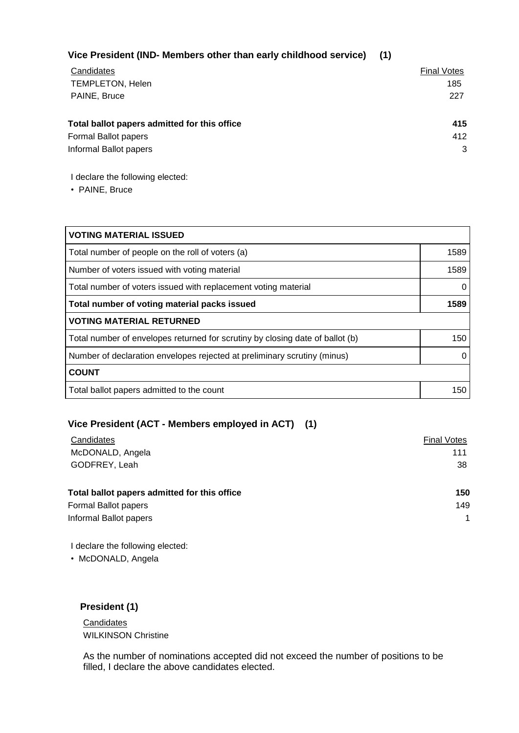### Vice President (IND- Members other than early childhood service) (1)

| Candidates | Final Votes |
|---|---|
| TEMPLETON, Helen | 185 |
| PAINE, Bruce | 227 |

| | |
|---|---|
| **Total ballot papers admitted for this office** | **415** |
| Formal Ballot papers | 412 |
| Informal Ballot papers | 3 |

I declare the following elected:

- PAINE, Bruce

| VOTING MATERIAL ISSUED | |
|---|---|
| Total number of people on the roll of voters (a) | 1589 |
| Number of voters issued with voting material | 1589 |
| Total number of voters issued with replacement voting material | 0 |
| **Total number of voting material packs issued** | **1589** |
| **VOTING MATERIAL RETURNED** | |
| Total number of envelopes returned for scrutiny by closing date of ballot (b) | 150 |
| Number of declaration envelopes rejected at preliminary scrutiny (minus) | 0 |
| **COUNT** | |
| Total ballot papers admitted to the count | 150 |

### Vice President (ACT - Members employed in ACT) (1)

| Candidates | Final Votes |
|---|---|
| McDONALD, Angela | 111 |
| GODFREY, Leah | 38 |

| | |
|---|---|
| **Total ballot papers admitted for this office** | **150** |
| Formal Ballot papers | 149 |
| Informal Ballot papers | 1 |

I declare the following elected:

- McDONALD, Angela

### President (1)

Candidates

WILKINSON Christine

As the number of nominations accepted did not exceed the number of positions to be filled, I declare the above candidates elected.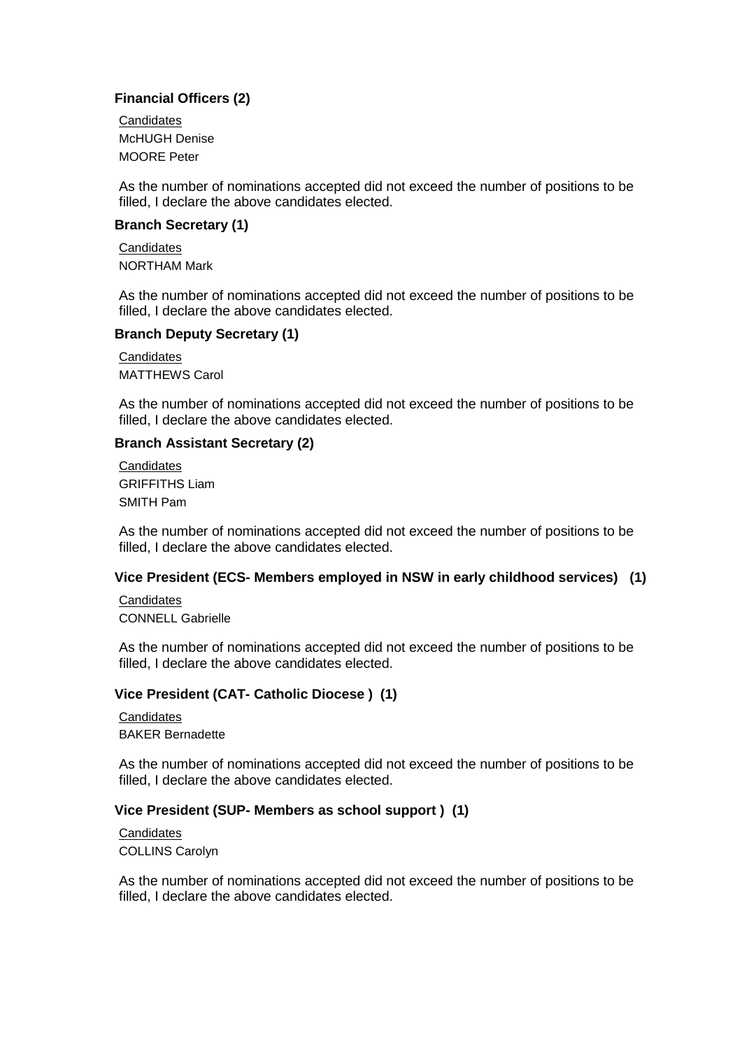**Financial Officers (2)**

Candidates
McHUGH Denise
MOORE Peter

As the number of nominations accepted did not exceed the number of positions to be filled, I declare the above candidates elected.

**Branch Secretary (1)**

Candidates
NORTHAM Mark

As the number of nominations accepted did not exceed the number of positions to be filled, I declare the above candidates elected.

**Branch Deputy Secretary (1)**

Candidates
MATTHEWS Carol

As the number of nominations accepted did not exceed the number of positions to be filled, I declare the above candidates elected.

**Branch Assistant Secretary (2)**

Candidates
GRIFFITHS Liam
SMITH Pam

As the number of nominations accepted did not exceed the number of positions to be filled, I declare the above candidates elected.

**Vice President (ECS- Members employed in NSW in early childhood services) (1)**

Candidates
CONNELL Gabrielle

As the number of nominations accepted did not exceed the number of positions to be filled, I declare the above candidates elected.

**Vice President (CAT- Catholic Diocese ) (1)**

Candidates
BAKER Bernadette

As the number of nominations accepted did not exceed the number of positions to be filled, I declare the above candidates elected.

**Vice President (SUP- Members as school support ) (1)**

Candidates
COLLINS Carolyn

As the number of nominations accepted did not exceed the number of positions to be filled, I declare the above candidates elected.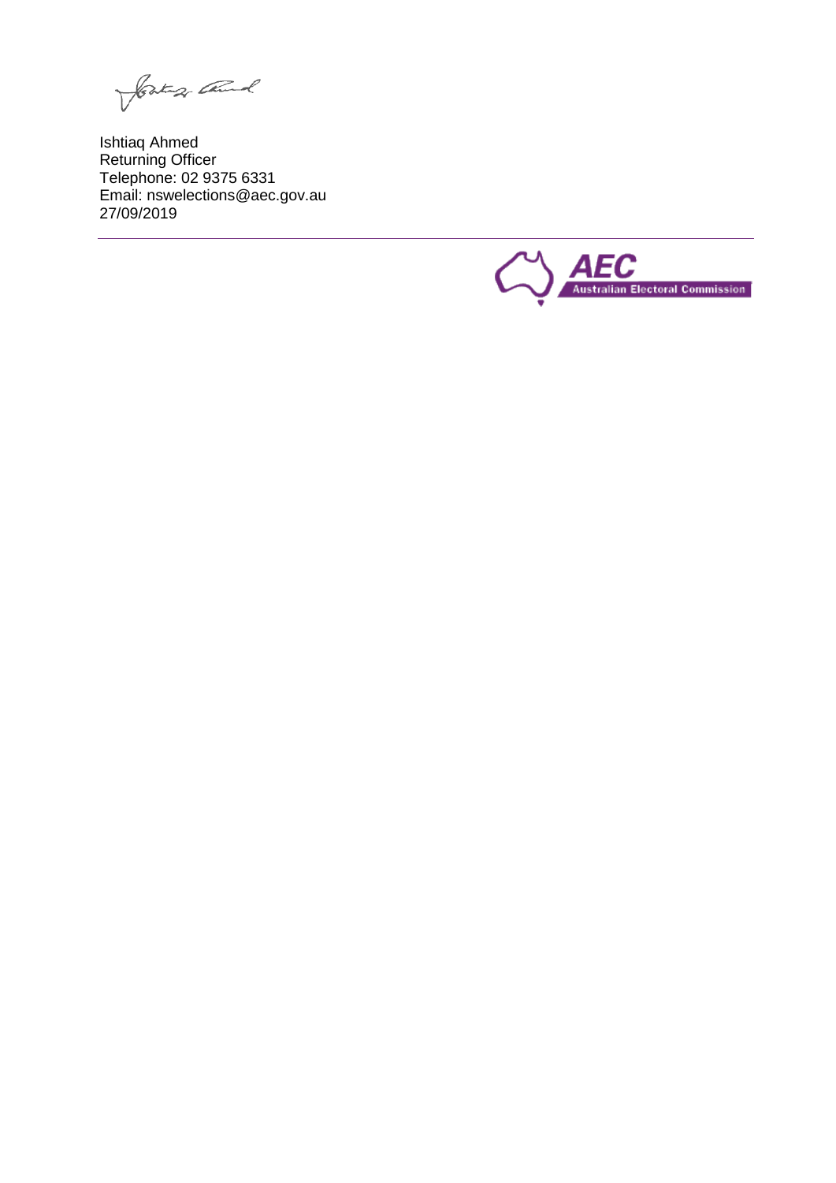Ishtiaq Ahmed
Returning Officer
Telephone: 02 9375 6331
Email: nswelections@aec.gov.au
27/09/2019

---

AEC
Australian Electoral Commission